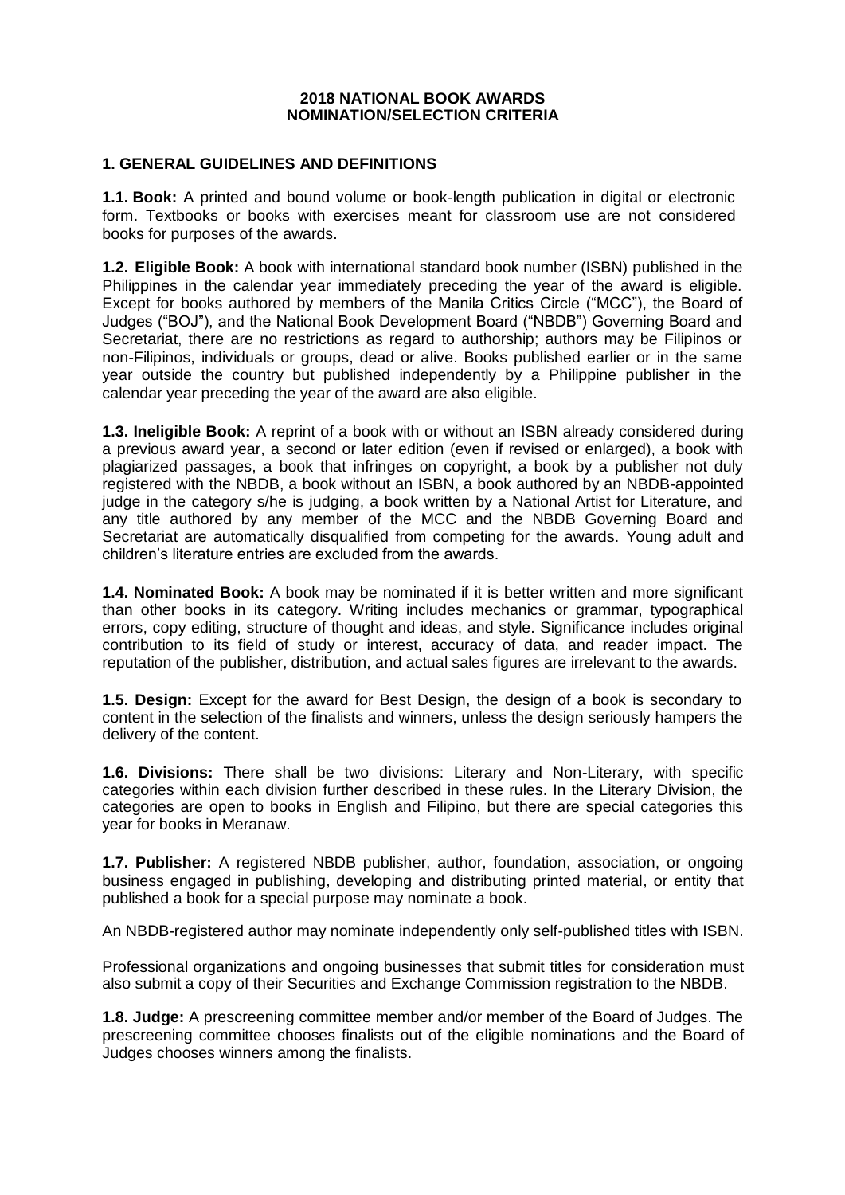# 2018 NATIONAL BOOK AWARDS
# NOMINATION/SELECTION CRITERIA

## 1. GENERAL GUIDELINES AND DEFINITIONS

**1.1. Book:** A printed and bound volume or book-length publication in digital or electronic form. Textbooks or books with exercises meant for classroom use are not considered books for purposes of the awards.

**1.2. Eligible Book:** A book with international standard book number (ISBN) published in the Philippines in the calendar year immediately preceding the year of the award is eligible. Except for books authored by members of the Manila Critics Circle ("MCC"), the Board of Judges ("BOJ"), and the National Book Development Board ("NBDB") Governing Board and Secretariat, there are no restrictions as regard to authorship; authors may be Filipinos or non-Filipinos, individuals or groups, dead or alive. Books published earlier or in the same year outside the country but published independently by a Philippine publisher in the calendar year preceding the year of the award are also eligible.

**1.3. Ineligible Book:** A reprint of a book with or without an ISBN already considered during a previous award year, a second or later edition (even if revised or enlarged), a book with plagiarized passages, a book that infringes on copyright, a book by a publisher not duly registered with the NBDB, a book without an ISBN, a book authored by an NBDB-appointed judge in the category s/he is judging, a book written by a National Artist for Literature, and any title authored by any member of the MCC and the NBDB Governing Board and Secretariat are automatically disqualified from competing for the awards. Young adult and children's literature entries are excluded from the awards.

**1.4. Nominated Book:** A book may be nominated if it is better written and more significant than other books in its category. Writing includes mechanics or grammar, typographical errors, copy editing, structure of thought and ideas, and style. Significance includes original contribution to its field of study or interest, accuracy of data, and reader impact. The reputation of the publisher, distribution, and actual sales figures are irrelevant to the awards.

**1.5. Design:** Except for the award for Best Design, the design of a book is secondary to content in the selection of the finalists and winners, unless the design seriously hampers the delivery of the content.

**1.6. Divisions:** There shall be two divisions: Literary and Non-Literary, with specific categories within each division further described in these rules. In the Literary Division, the categories are open to books in English and Filipino, but there are special categories this year for books in Meranaw.

**1.7. Publisher:** A registered NBDB publisher, author, foundation, association, or ongoing business engaged in publishing, developing and distributing printed material, or entity that published a book for a special purpose may nominate a book.

An NBDB-registered author may nominate independently only self-published titles with ISBN.

Professional organizations and ongoing businesses that submit titles for consideration must also submit a copy of their Securities and Exchange Commission registration to the NBDB.

**1.8. Judge:** A prescreening committee member and/or member of the Board of Judges. The prescreening committee chooses finalists out of the eligible nominations and the Board of Judges chooses winners among the finalists.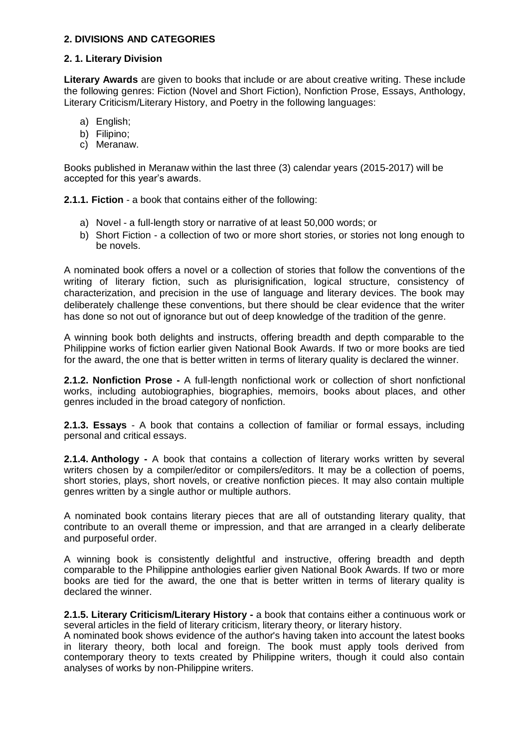## 2. DIVISIONS AND CATEGORIES

### 2. 1. Literary Division

**Literary Awards** are given to books that include or are about creative writing. These include the following genres: Fiction (Novel and Short Fiction), Nonfiction Prose, Essays, Anthology, Literary Criticism/Literary History, and Poetry in the following languages:

a) English;
b) Filipino;
c) Meranaw.

Books published in Meranaw within the last three (3) calendar years (2015-2017) will be accepted for this year's awards.

**2.1.1. Fiction** - a book that contains either of the following:

a) Novel - a full-length story or narrative of at least 50,000 words; or
b) Short Fiction - a collection of two or more short stories, or stories not long enough to be novels.

A nominated book offers a novel or a collection of stories that follow the conventions of the writing of literary fiction, such as plurisignification, logical structure, consistency of characterization, and precision in the use of language and literary devices. The book may deliberately challenge these conventions, but there should be clear evidence that the writer has done so not out of ignorance but out of deep knowledge of the tradition of the genre.

A winning book both delights and instructs, offering breadth and depth comparable to the Philippine works of fiction earlier given National Book Awards. If two or more books are tied for the award, the one that is better written in terms of literary quality is declared the winner.

**2.1.2. Nonfiction Prose -** A full-length nonfictional work or collection of short nonfictional works, including autobiographies, biographies, memoirs, books about places, and other genres included in the broad category of nonfiction.

**2.1.3. Essays** - A book that contains a collection of familiar or formal essays, including personal and critical essays.

**2.1.4. Anthology -** A book that contains a collection of literary works written by several writers chosen by a compiler/editor or compilers/editors. It may be a collection of poems, short stories, plays, short novels, or creative nonfiction pieces. It may also contain multiple genres written by a single author or multiple authors.

A nominated book contains literary pieces that are all of outstanding literary quality, that contribute to an overall theme or impression, and that are arranged in a clearly deliberate and purposeful order.

A winning book is consistently delightful and instructive, offering breadth and depth comparable to the Philippine anthologies earlier given National Book Awards. If two or more books are tied for the award, the one that is better written in terms of literary quality is declared the winner.

**2.1.5. Literary Criticism/Literary History -** a book that contains either a continuous work or several articles in the field of literary criticism, literary theory, or literary history.
A nominated book shows evidence of the author's having taken into account the latest books in literary theory, both local and foreign. The book must apply tools derived from contemporary theory to texts created by Philippine writers, though it could also contain analyses of works by non-Philippine writers.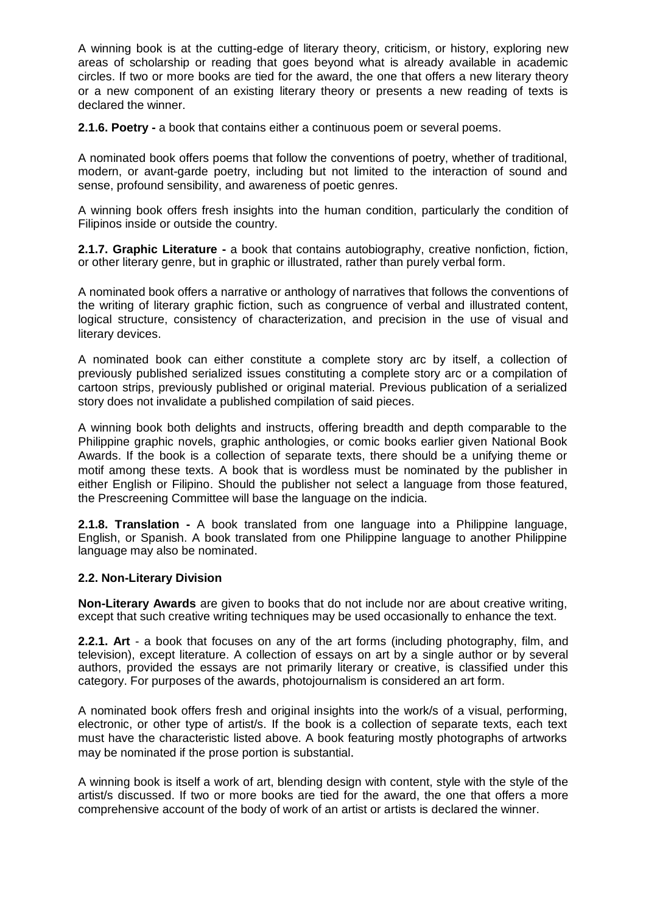A winning book is at the cutting-edge of literary theory, criticism, or history, exploring new areas of scholarship or reading that goes beyond what is already available in academic circles. If two or more books are tied for the award, the one that offers a new literary theory or a new component of an existing literary theory or presents a new reading of texts is declared the winner.

**2.1.6. Poetry -** a book that contains either a continuous poem or several poems.

A nominated book offers poems that follow the conventions of poetry, whether of traditional, modern, or avant-garde poetry, including but not limited to the interaction of sound and sense, profound sensibility, and awareness of poetic genres.

A winning book offers fresh insights into the human condition, particularly the condition of Filipinos inside or outside the country.

**2.1.7. Graphic Literature -** a book that contains autobiography, creative nonfiction, fiction, or other literary genre, but in graphic or illustrated, rather than purely verbal form.

A nominated book offers a narrative or anthology of narratives that follows the conventions of the writing of literary graphic fiction, such as congruence of verbal and illustrated content, logical structure, consistency of characterization, and precision in the use of visual and literary devices.

A nominated book can either constitute a complete story arc by itself, a collection of previously published serialized issues constituting a complete story arc or a compilation of cartoon strips, previously published or original material. Previous publication of a serialized story does not invalidate a published compilation of said pieces.

A winning book both delights and instructs, offering breadth and depth comparable to the Philippine graphic novels, graphic anthologies, or comic books earlier given National Book Awards. If the book is a collection of separate texts, there should be a unifying theme or motif among these texts. A book that is wordless must be nominated by the publisher in either English or Filipino. Should the publisher not select a language from those featured, the Prescreening Committee will base the language on the indicia.

**2.1.8. Translation -** A book translated from one language into a Philippine language, English, or Spanish. A book translated from one Philippine language to another Philippine language may also be nominated.

### 2.2. Non-Literary Division

**Non-Literary Awards** are given to books that do not include nor are about creative writing, except that such creative writing techniques may be used occasionally to enhance the text.

**2.2.1. Art** - a book that focuses on any of the art forms (including photography, film, and television), except literature. A collection of essays on art by a single author or by several authors, provided the essays are not primarily literary or creative, is classified under this category. For purposes of the awards, photojournalism is considered an art form.

A nominated book offers fresh and original insights into the work/s of a visual, performing, electronic, or other type of artist/s. If the book is a collection of separate texts, each text must have the characteristic listed above. A book featuring mostly photographs of artworks may be nominated if the prose portion is substantial.

A winning book is itself a work of art, blending design with content, style with the style of the artist/s discussed. If two or more books are tied for the award, the one that offers a more comprehensive account of the body of work of an artist or artists is declared the winner.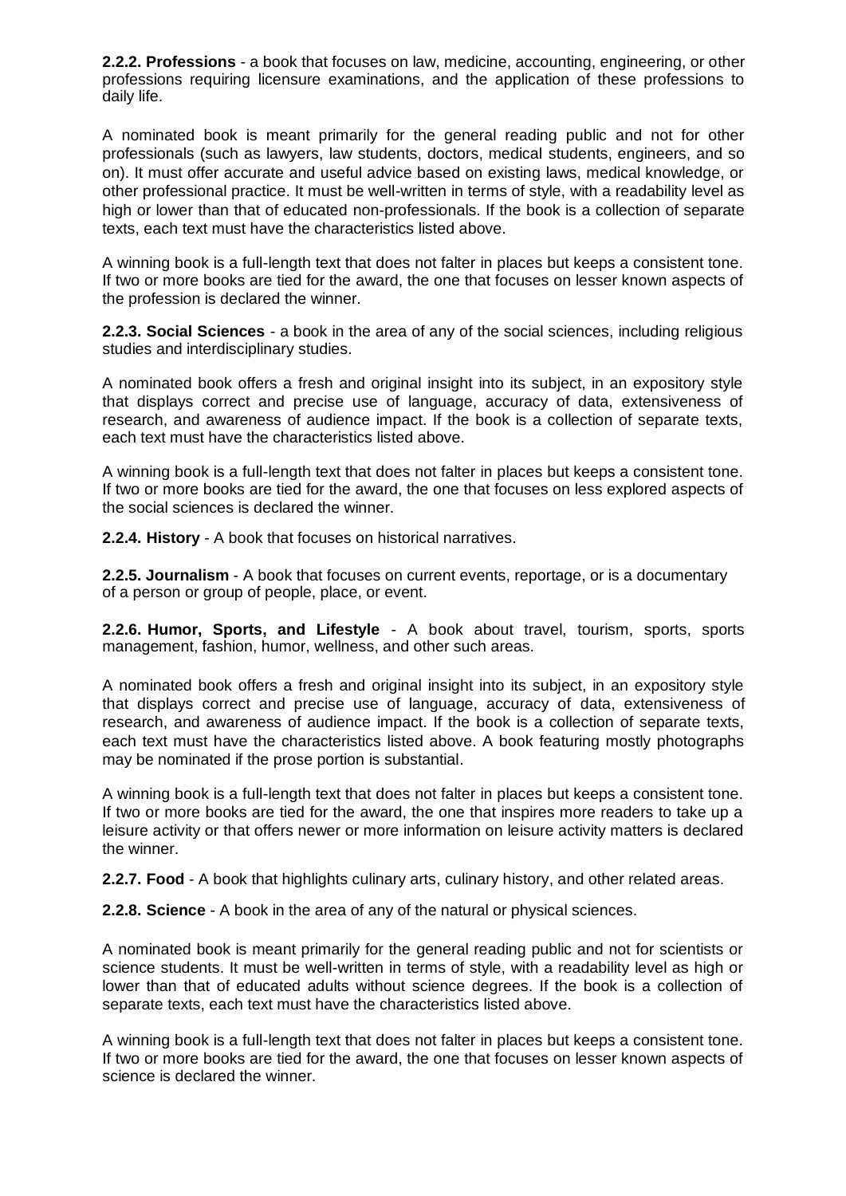**2.2.2. Professions** - a book that focuses on law, medicine, accounting, engineering, or other professions requiring licensure examinations, and the application of these professions to daily life.

A nominated book is meant primarily for the general reading public and not for other professionals (such as lawyers, law students, doctors, medical students, engineers, and so on). It must offer accurate and useful advice based on existing laws, medical knowledge, or other professional practice. It must be well-written in terms of style, with a readability level as high or lower than that of educated non-professionals. If the book is a collection of separate texts, each text must have the characteristics listed above.

A winning book is a full-length text that does not falter in places but keeps a consistent tone. If two or more books are tied for the award, the one that focuses on lesser known aspects of the profession is declared the winner.

**2.2.3. Social Sciences** - a book in the area of any of the social sciences, including religious studies and interdisciplinary studies.

A nominated book offers a fresh and original insight into its subject, in an expository style that displays correct and precise use of language, accuracy of data, extensiveness of research, and awareness of audience impact. If the book is a collection of separate texts, each text must have the characteristics listed above.

A winning book is a full-length text that does not falter in places but keeps a consistent tone. If two or more books are tied for the award, the one that focuses on less explored aspects of the social sciences is declared the winner.

**2.2.4. History** - A book that focuses on historical narratives.

**2.2.5. Journalism** - A book that focuses on current events, reportage, or is a documentary of a person or group of people, place, or event.

**2.2.6. Humor, Sports, and Lifestyle** - A book about travel, tourism, sports, sports management, fashion, humor, wellness, and other such areas.

A nominated book offers a fresh and original insight into its subject, in an expository style that displays correct and precise use of language, accuracy of data, extensiveness of research, and awareness of audience impact. If the book is a collection of separate texts, each text must have the characteristics listed above. A book featuring mostly photographs may be nominated if the prose portion is substantial.

A winning book is a full-length text that does not falter in places but keeps a consistent tone. If two or more books are tied for the award, the one that inspires more readers to take up a leisure activity or that offers newer or more information on leisure activity matters is declared the winner.

**2.2.7. Food** - A book that highlights culinary arts, culinary history, and other related areas.

**2.2.8. Science** - A book in the area of any of the natural or physical sciences.

A nominated book is meant primarily for the general reading public and not for scientists or science students. It must be well-written in terms of style, with a readability level as high or lower than that of educated adults without science degrees. If the book is a collection of separate texts, each text must have the characteristics listed above.

A winning book is a full-length text that does not falter in places but keeps a consistent tone. If two or more books are tied for the award, the one that focuses on lesser known aspects of science is declared the winner.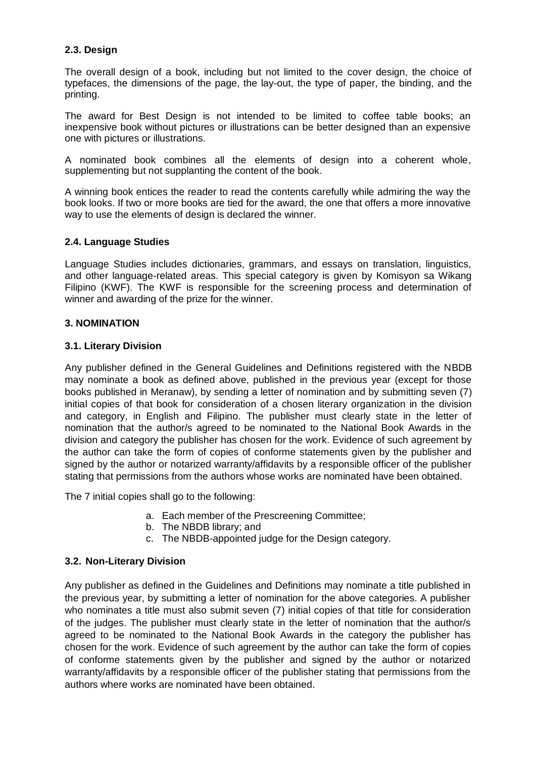### 2.3. Design

The overall design of a book, including but not limited to the cover design, the choice of typefaces, the dimensions of the page, the lay-out, the type of paper, the binding, and the printing.

The award for Best Design is not intended to be limited to coffee table books; an inexpensive book without pictures or illustrations can be better designed than an expensive one with pictures or illustrations.

A nominated book combines all the elements of design into a coherent whole, supplementing but not supplanting the content of the book.

A winning book entices the reader to read the contents carefully while admiring the way the book looks. If two or more books are tied for the award, the one that offers a more innovative way to use the elements of design is declared the winner.

### 2.4. Language Studies

Language Studies includes dictionaries, grammars, and essays on translation, linguistics, and other language-related areas. This special category is given by Komisyon sa Wikang Filipino (KWF). The KWF is responsible for the screening process and determination of winner and awarding of the prize for the winner.

## 3. NOMINATION

### 3.1. Literary Division

Any publisher defined in the General Guidelines and Definitions registered with the NBDB may nominate a book as defined above, published in the previous year (except for those books published in Meranaw), by sending a letter of nomination and by submitting seven (7) initial copies of that book for consideration of a chosen literary organization in the division and category, in English and Filipino. The publisher must clearly state in the letter of nomination that the author/s agreed to be nominated to the National Book Awards in the division and category the publisher has chosen for the work. Evidence of such agreement by the author can take the form of copies of conforme statements given by the publisher and signed by the author or notarized warranty/affidavits by a responsible officer of the publisher stating that permissions from the authors whose works are nominated have been obtained.

The 7 initial copies shall go to the following:

a. Each member of the Prescreening Committee;
b. The NBDB library; and
c. The NBDB-appointed judge for the Design category.

### 3.2. Non-Literary Division

Any publisher as defined in the Guidelines and Definitions may nominate a title published in the previous year, by submitting a letter of nomination for the above categories. A publisher who nominates a title must also submit seven (7) initial copies of that title for consideration of the judges. The publisher must clearly state in the letter of nomination that the author/s agreed to be nominated to the National Book Awards in the category the publisher has chosen for the work. Evidence of such agreement by the author can take the form of copies of conforme statements given by the publisher and signed by the author or notarized warranty/affidavits by a responsible officer of the publisher stating that permissions from the authors where works are nominated have been obtained.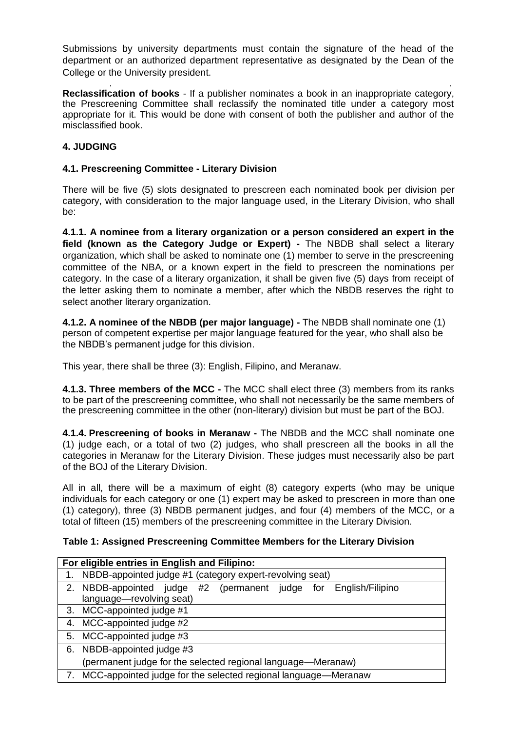Submissions by university departments must contain the signature of the head of the department or an authorized department representative as designated by the Dean of the College or the University president.

**Reclassification of books** - If a publisher nominates a book in an inappropriate category, the Prescreening Committee shall reclassify the nominated title under a category most appropriate for it. This would be done with consent of both the publisher and author of the misclassified book.

## 4. JUDGING

### 4.1. Prescreening Committee - Literary Division

There will be five (5) slots designated to prescreen each nominated book per division per category, with consideration to the major language used, in the Literary Division, who shall be:

**4.1.1. A nominee from a literary organization or a person considered an expert in the field (known as the Category Judge or Expert) -** The NBDB shall select a literary organization, which shall be asked to nominate one (1) member to serve in the prescreening committee of the NBA, or a known expert in the field to prescreen the nominations per category. In the case of a literary organization, it shall be given five (5) days from receipt of the letter asking them to nominate a member, after which the NBDB reserves the right to select another literary organization.

**4.1.2. A nominee of the NBDB (per major language) -** The NBDB shall nominate one (1) person of competent expertise per major language featured for the year, who shall also be the NBDB's permanent judge for this division.

This year, there shall be three (3): English, Filipino, and Meranaw.

**4.1.3. Three members of the MCC -** The MCC shall elect three (3) members from its ranks to be part of the prescreening committee, who shall not necessarily be the same members of the prescreening committee in the other (non-literary) division but must be part of the BOJ.

**4.1.4. Prescreening of books in Meranaw -** The NBDB and the MCC shall nominate one (1) judge each, or a total of two (2) judges, who shall prescreen all the books in all the categories in Meranaw for the Literary Division. These judges must necessarily also be part of the BOJ of the Literary Division.

All in all, there will be a maximum of eight (8) category experts (who may be unique individuals for each category or one (1) expert may be asked to prescreen in more than one (1) category), three (3) NBDB permanent judges, and four (4) members of the MCC, or a total of fifteen (15) members of the prescreening committee in the Literary Division.

**Table 1: Assigned Prescreening Committee Members for the Literary Division**

| For eligible entries in English and Filipino: |
|---|
| 1. NBDB-appointed judge #1 (category expert-revolving seat) |
| 2. NBDB-appointed judge #2 (permanent judge for English/Filipino language—revolving seat) |
| 3. MCC-appointed judge #1 |
| 4. MCC-appointed judge #2 |
| 5. MCC-appointed judge #3 |
| 6. NBDB-appointed judge #3 (permanent judge for the selected regional language—Meranaw) |
| 7. MCC-appointed judge for the selected regional language—Meranaw |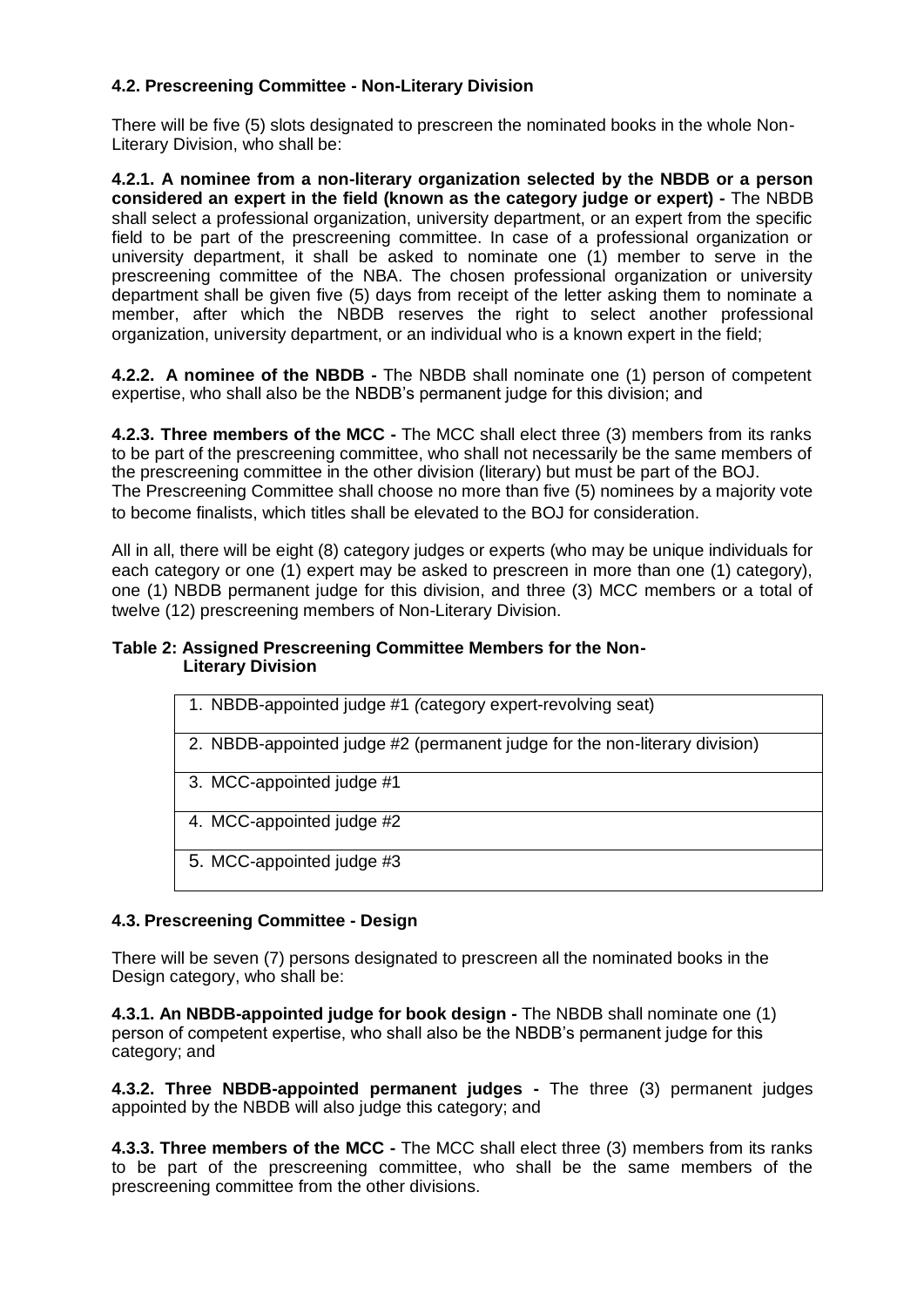### 4.2. Prescreening Committee - Non-Literary Division

There will be five (5) slots designated to prescreen the nominated books in the whole Non-Literary Division, who shall be:

**4.2.1. A nominee from a non-literary organization selected by the NBDB or a person considered an expert in the field (known as the category judge or expert) -** The NBDB shall select a professional organization, university department, or an expert from the specific field to be part of the prescreening committee. In case of a professional organization or university department, it shall be asked to nominate one (1) member to serve in the prescreening committee of the NBA. The chosen professional organization or university department shall be given five (5) days from receipt of the letter asking them to nominate a member, after which the NBDB reserves the right to select another professional organization, university department, or an individual who is a known expert in the field;

**4.2.2. A nominee of the NBDB -** The NBDB shall nominate one (1) person of competent expertise, who shall also be the NBDB's permanent judge for this division; and

**4.2.3. Three members of the MCC -** The MCC shall elect three (3) members from its ranks to be part of the prescreening committee, who shall not necessarily be the same members of the prescreening committee in the other division (literary) but must be part of the BOJ. The Prescreening Committee shall choose no more than five (5) nominees by a majority vote to become finalists, which titles shall be elevated to the BOJ for consideration.

All in all, there will be eight (8) category judges or experts (who may be unique individuals for each category or one (1) expert may be asked to prescreen in more than one (1) category), one (1) NBDB permanent judge for this division, and three (3) MCC members or a total of twelve (12) prescreening members of Non-Literary Division.

**Table 2: Assigned Prescreening Committee Members for the Non-Literary Division**

| |
|---|
| 1. NBDB-appointed judge #1 *(*category expert-revolving seat) |
| 2. NBDB-appointed judge #2 (permanent judge for the non-literary division) |
| 3. MCC-appointed judge #1 |
| 4. MCC-appointed judge #2 |
| 5. MCC-appointed judge #3 |

### 4.3. Prescreening Committee - Design

There will be seven (7) persons designated to prescreen all the nominated books in the Design category, who shall be:

**4.3.1. An NBDB-appointed judge for book design -** The NBDB shall nominate one (1) person of competent expertise, who shall also be the NBDB's permanent judge for this category; and

**4.3.2. Three NBDB-appointed permanent judges -** The three (3) permanent judges appointed by the NBDB will also judge this category; and

**4.3.3. Three members of the MCC -** The MCC shall elect three (3) members from its ranks to be part of the prescreening committee, who shall be the same members of the prescreening committee from the other divisions.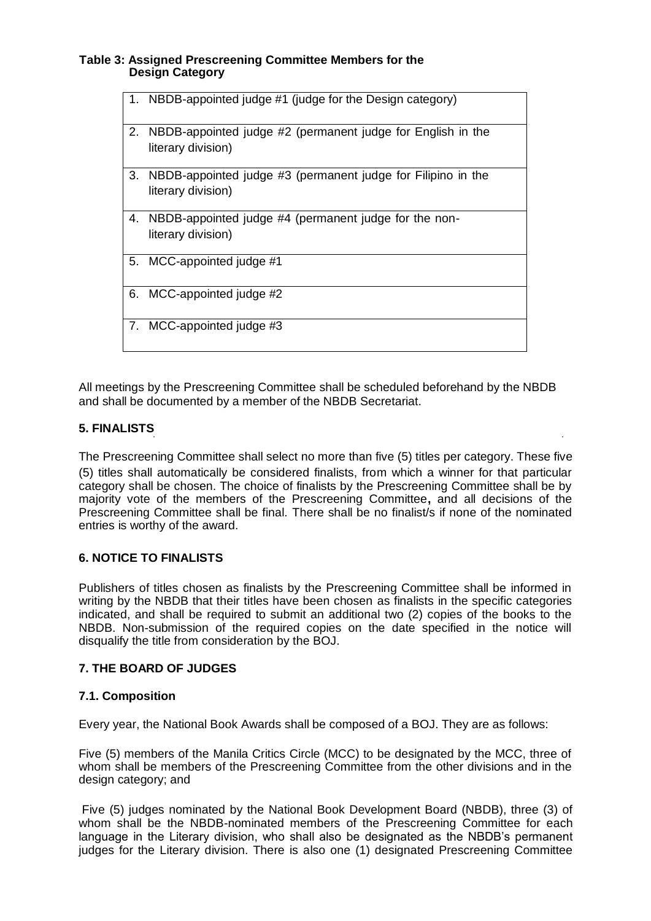**Table 3: Assigned Prescreening Committee Members for the Design Category**

| |
|---|
| 1. NBDB-appointed judge #1 (judge for the Design category) |
| 2. NBDB-appointed judge #2 (permanent judge for English in the literary division) |
| 3. NBDB-appointed judge #3 (permanent judge for Filipino in the literary division) |
| 4. NBDB-appointed judge #4 (permanent judge for the non-literary division) |
| 5. MCC-appointed judge #1 |
| 6. MCC-appointed judge #2 |
| 7. MCC-appointed judge #3 |

All meetings by the Prescreening Committee shall be scheduled beforehand by the NBDB and shall be documented by a member of the NBDB Secretariat.

## 5. FINALISTS

The Prescreening Committee shall select no more than five (5) titles per category. These five (5) titles shall automatically be considered finalists, from which a winner for that particular category shall be chosen. The choice of finalists by the Prescreening Committee shall be by majority vote of the members of the Prescreening Committee**,** and all decisions of the Prescreening Committee shall be final. There shall be no finalist/s if none of the nominated entries is worthy of the award.

## 6. NOTICE TO FINALISTS

Publishers of titles chosen as finalists by the Prescreening Committee shall be informed in writing by the NBDB that their titles have been chosen as finalists in the specific categories indicated, and shall be required to submit an additional two (2) copies of the books to the NBDB. Non-submission of the required copies on the date specified in the notice will disqualify the title from consideration by the BOJ.

## 7. THE BOARD OF JUDGES

### 7.1. Composition

Every year, the National Book Awards shall be composed of a BOJ. They are as follows:

Five (5) members of the Manila Critics Circle (MCC) to be designated by the MCC, three of whom shall be members of the Prescreening Committee from the other divisions and in the design category; and

Five (5) judges nominated by the National Book Development Board (NBDB), three (3) of whom shall be the NBDB-nominated members of the Prescreening Committee for each language in the Literary division, who shall also be designated as the NBDB's permanent judges for the Literary division. There is also one (1) designated Prescreening Committee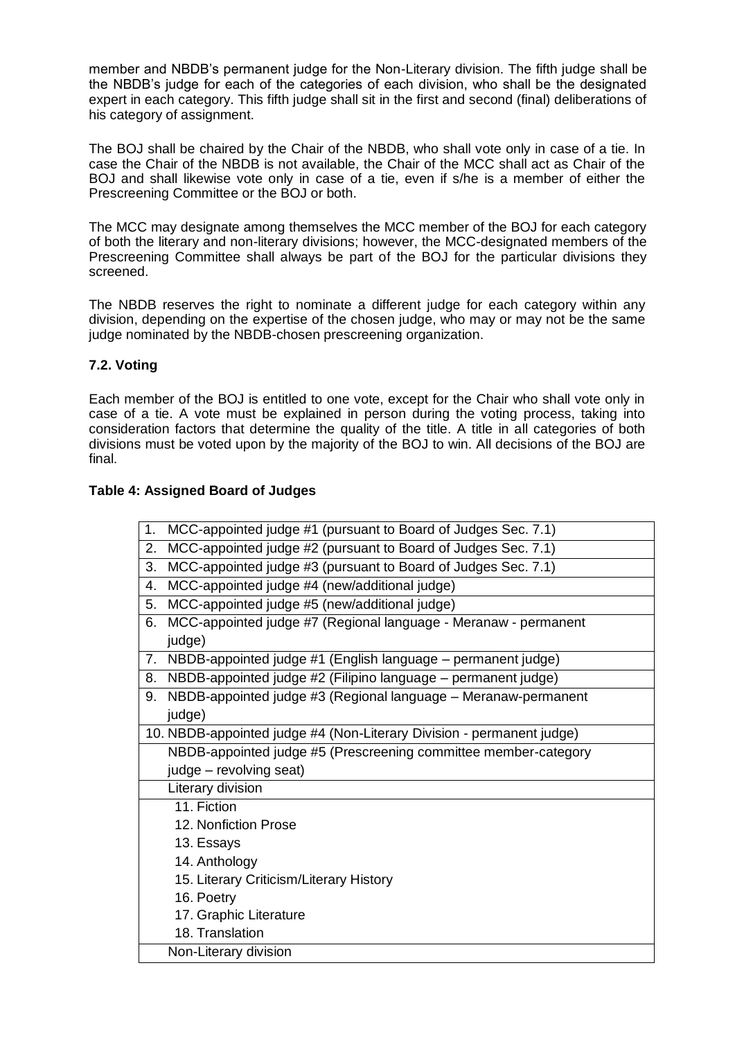member and NBDB's permanent judge for the Non-Literary division. The fifth judge shall be the NBDB's judge for each of the categories of each division, who shall be the designated expert in each category. This fifth judge shall sit in the first and second (final) deliberations of his category of assignment.

The BOJ shall be chaired by the Chair of the NBDB, who shall vote only in case of a tie. In case the Chair of the NBDB is not available, the Chair of the MCC shall act as Chair of the BOJ and shall likewise vote only in case of a tie, even if s/he is a member of either the Prescreening Committee or the BOJ or both.

The MCC may designate among themselves the MCC member of the BOJ for each category of both the literary and non-literary divisions; however, the MCC-designated members of the Prescreening Committee shall always be part of the BOJ for the particular divisions they screened.

The NBDB reserves the right to nominate a different judge for each category within any division, depending on the expertise of the chosen judge, who may or may not be the same judge nominated by the NBDB-chosen prescreening organization.

### 7.2. Voting

Each member of the BOJ is entitled to one vote, except for the Chair who shall vote only in case of a tie. A vote must be explained in person during the voting process, taking into consideration factors that determine the quality of the title. A title in all categories of both divisions must be voted upon by the majority of the BOJ to win. All decisions of the BOJ are final.

**Table 4: Assigned Board of Judges**

| |
|---|
| 1. MCC-appointed judge #1 (pursuant to Board of Judges Sec. 7.1) |
| 2. MCC-appointed judge #2 (pursuant to Board of Judges Sec. 7.1) |
| 3. MCC-appointed judge #3 (pursuant to Board of Judges Sec. 7.1) |
| 4. MCC-appointed judge #4 (new/additional judge) |
| 5. MCC-appointed judge #5 (new/additional judge) |
| 6. MCC-appointed judge #7 (Regional language - Meranaw - permanent judge) |
| 7. NBDB-appointed judge #1 (English language – permanent judge) |
| 8. NBDB-appointed judge #2 (Filipino language – permanent judge) |
| 9. NBDB-appointed judge #3 (Regional language – Meranaw-permanent judge) |
| 10. NBDB-appointed judge #4 (Non-Literary Division - permanent judge) |
| NBDB-appointed judge #5 (Prescreening committee member-category judge – revolving seat) |
| Literary division |
| 11. Fiction<br>12. Nonfiction Prose<br>13. Essays<br>14. Anthology<br>15. Literary Criticism/Literary History<br>16. Poetry<br>17. Graphic Literature<br>18. Translation |
| Non-Literary division |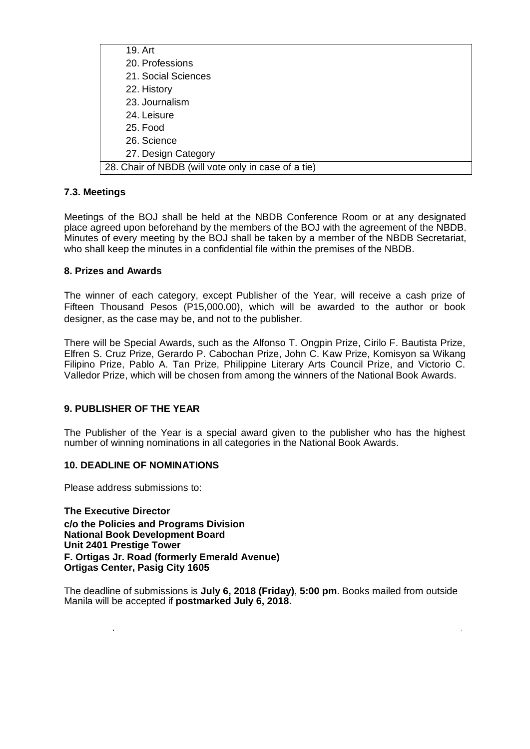| |
|---|
| 19. Art |
| 20. Professions |
| 21. Social Sciences |
| 22. History |
| 23. Journalism |
| 24. Leisure |
| 25. Food |
| 26. Science |
| 27. Design Category |
| 28. Chair of NBDB (will vote only in case of a tie) |

### 7.3. Meetings

Meetings of the BOJ shall be held at the NBDB Conference Room or at any designated place agreed upon beforehand by the members of the BOJ with the agreement of the NBDB. Minutes of every meeting by the BOJ shall be taken by a member of the NBDB Secretariat, who shall keep the minutes in a confidential file within the premises of the NBDB.

### 8. Prizes and Awards

The winner of each category, except Publisher of the Year, will receive a cash prize of Fifteen Thousand Pesos (P15,000.00), which will be awarded to the author or book designer, as the case may be, and not to the publisher.

There will be Special Awards, such as the Alfonso T. Ongpin Prize, Cirilo F. Bautista Prize, Elfren S. Cruz Prize, Gerardo P. Cabochan Prize, John C. Kaw Prize, Komisyon sa Wikang Filipino Prize, Pablo A. Tan Prize, Philippine Literary Arts Council Prize, and Victorio C. Valledor Prize, which will be chosen from among the winners of the National Book Awards.

### 9. PUBLISHER OF THE YEAR

The Publisher of the Year is a special award given to the publisher who has the highest number of winning nominations in all categories in the National Book Awards.

### 10. DEADLINE OF NOMINATIONS

Please address submissions to:

**The Executive Director**
**c/o the Policies and Programs Division**
**National Book Development Board**
**Unit 2401 Prestige Tower**
**F. Ortigas Jr. Road (formerly Emerald Avenue)**
**Ortigas Center, Pasig City 1605**

The deadline of submissions is **July 6, 2018 (Friday)**, **5:00 pm**. Books mailed from outside Manila will be accepted if **postmarked July 6, 2018.**